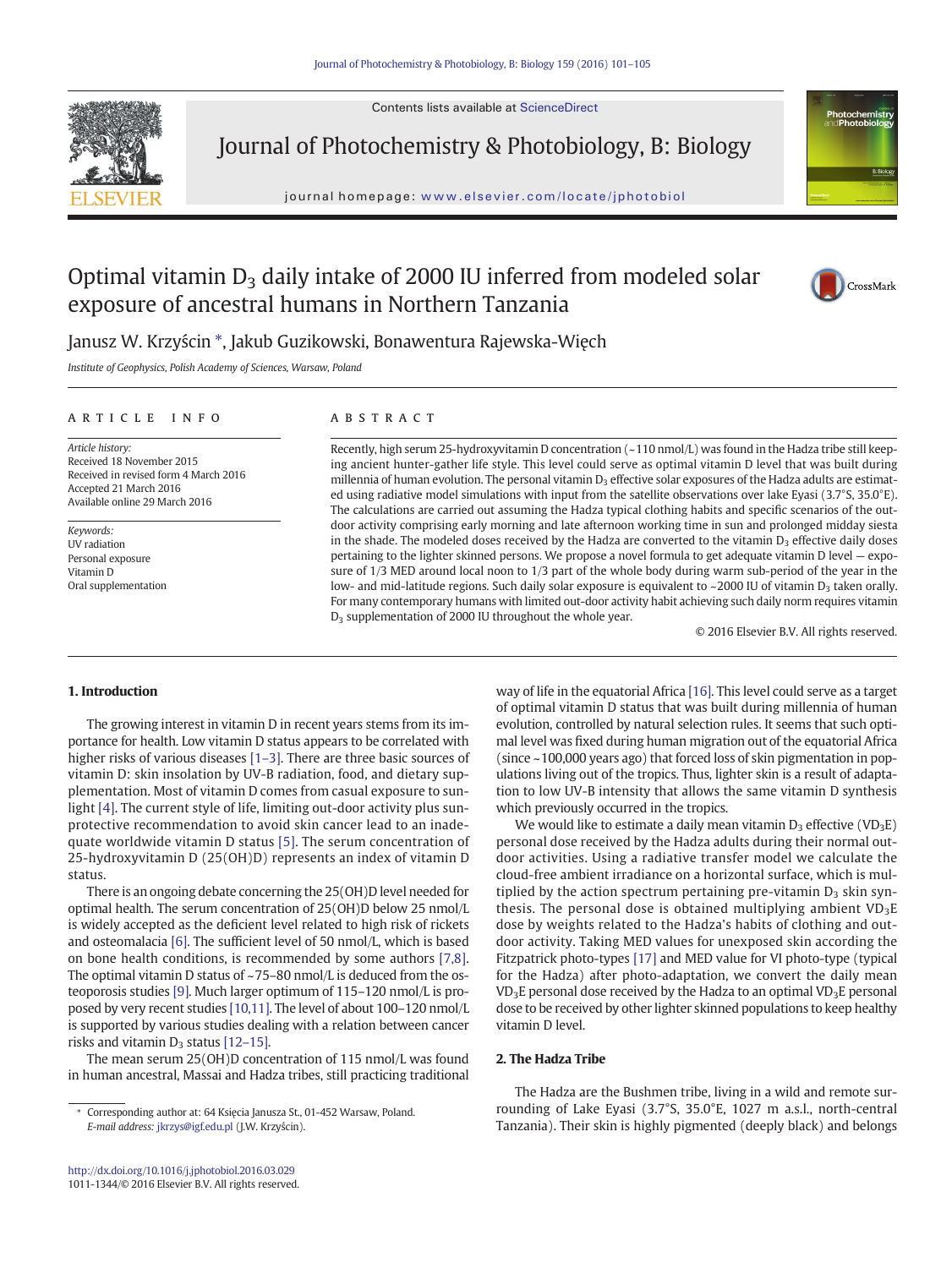# Optimal vitamin $D_3$ daily intake of 2000 IU inferred from modeled solar exposure of ancestral humans in Northern Tanzania

Janusz W. Krzyścin *, Jakub Guzikowski, Bonawentura Rajewska-Więch

*Institute of Geophysics, Polish Academy of Sciences, Warsaw, Poland*

## ARTICLE INFO

*Article history:*
Received 18 November 2015
Received in revised form 4 March 2016
Accepted 21 March 2016
Available online 29 March 2016

*Keywords:*
UV radiation
Personal exposure
Vitamin D
Oral supplementation

## ABSTRACT

Recently, high serum 25-hydroxyvitamin D concentration (~110 nmol/L) was found in the Hadza tribe still keeping ancient hunter-gather life style. This level could serve as optimal vitamin D level that was built during millennia of human evolution. The personal vitamin $D_3$ effective solar exposures of the Hadza adults are estimated using radiative model simulations with input from the satellite observations over lake Eyasi (3.7°S, 35.0°E). The calculations are carried out assuming the Hadza typical clothing habits and specific scenarios of the outdoor activity comprising early morning and late afternoon working time in sun and prolonged midday siesta in the shade. The modeled doses received by the Hadza are converted to the vitamin $D_3$ effective daily doses pertaining to the lighter skinned persons. We propose a novel formula to get adequate vitamin D level — exposure of 1/3 MED around local noon to 1/3 part of the whole body during warm sub-period of the year in the low- and mid-latitude regions. Such daily solar exposure is equivalent to ~2000 IU of vitamin $D_3$ taken orally. For many contemporary humans with limited out-door activity habit achieving such daily norm requires vitamin $D_3$ supplementation of 2000 IU throughout the whole year.

© 2016 Elsevier B.V. All rights reserved.

## 1. Introduction

The growing interest in vitamin D in recent years stems from its importance for health. Low vitamin D status appears to be correlated with higher risks of various diseases [1–3]. There are three basic sources of vitamin D: skin insolation by UV-B radiation, food, and dietary supplementation. Most of vitamin D comes from casual exposure to sunlight [4]. The current style of life, limiting out-door activity plus sunprotective recommendation to avoid skin cancer lead to an inadequate worldwide vitamin D status [5]. The serum concentration of 25-hydroxyvitamin D (25(OH)D) represents an index of vitamin D status.

There is an ongoing debate concerning the 25(OH)D level needed for optimal health. The serum concentration of 25(OH)D below 25 nmol/L is widely accepted as the deficient level related to high risk of rickets and osteomalacia [6]. The sufficient level of 50 nmol/L, which is based on bone health conditions, is recommended by some authors [7,8]. The optimal vitamin D status of ~75–80 nmol/L is deduced from the osteoporosis studies [9]. Much larger optimum of 115–120 nmol/L is proposed by very recent studies [10,11]. The level of about 100–120 nmol/L is supported by various studies dealing with a relation between cancer risks and vitamin $D_3$ status [12–15].

The mean serum 25(OH)D concentration of 115 nmol/L was found in human ancestral, Massai and Hadza tribes, still practicing traditional way of life in the equatorial Africa [16]. This level could serve as a target of optimal vitamin D status that was built during millennia of human evolution, controlled by natural selection rules. It seems that such optimal level was fixed during human migration out of the equatorial Africa (since ~100,000 years ago) that forced loss of skin pigmentation in populations living out of the tropics. Thus, lighter skin is a result of adaptation to low UV-B intensity that allows the same vitamin D synthesis which previously occurred in the tropics.

We would like to estimate a daily mean vitamin $D_3$ effective ($VD_3E$) personal dose received by the Hadza adults during their normal outdoor activities. Using a radiative transfer model we calculate the cloud-free ambient irradiance on a horizontal surface, which is multiplied by the action spectrum pertaining pre-vitamin $D_3$ skin synthesis. The personal dose is obtained multiplying ambient $VD_3E$ dose by weights related to the Hadza's habits of clothing and outdoor activity. Taking MED values for unexposed skin according the Fitzpatrick photo-types [17] and MED value for VI photo-type (typical for the Hadza) after photo-adaptation, we convert the daily mean $VD_3E$ personal dose received by the Hadza to an optimal $VD_3E$ personal dose to be received by other lighter skinned populations to keep healthy vitamin D level.

## 2. The Hadza Tribe

The Hadza are the Bushmen tribe, living in a wild and remote surrounding of Lake Eyasi (3.7°S, 35.0°E, 1027 m a.s.l., north-central Tanzania). Their skin is highly pigmented (deeply black) and belongs

* Corresponding author at: 64 Księcia Janusza St., 01-452 Warsaw, Poland.
*E-mail address:* jkrzys@igf.edu.pl (J.W. Krzyścin).

http://dx.doi.org/10.1016/j.jphotobiol.2016.03.029
1011-1344/© 2016 Elsevier B.V. All rights reserved.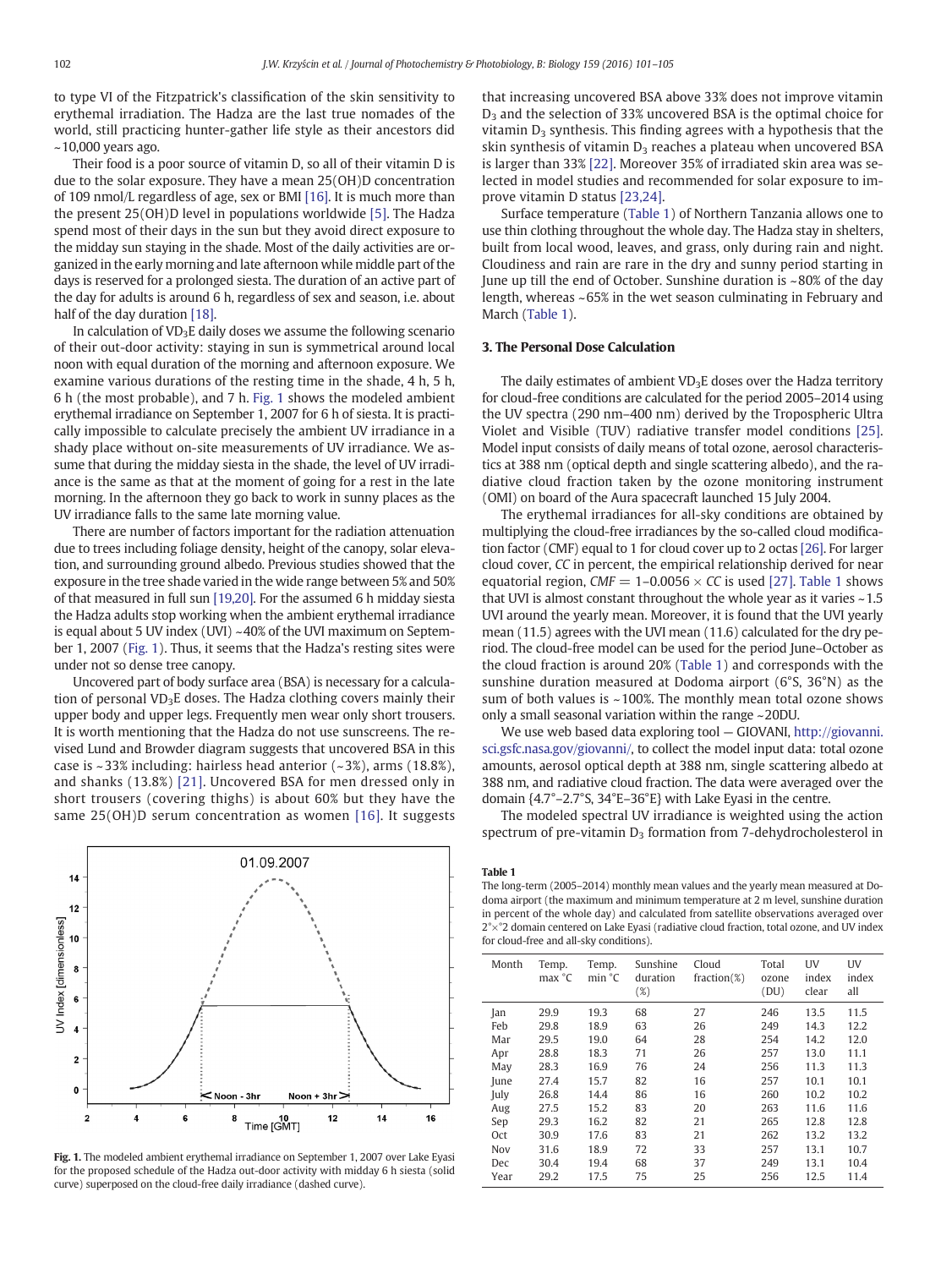to type VI of the Fitzpatrick's classification of the skin sensitivity to erythemal irradiation. The Hadza are the last true nomades of the world, still practicing hunter-gather life style as their ancestors did ~10,000 years ago.

Their food is a poor source of vitamin D, so all of their vitamin D is due to the solar exposure. They have a mean 25(OH)D concentration of 109 nmol/L regardless of age, sex or BMI [16]. It is much more than the present 25(OH)D level in populations worldwide [5]. The Hadza spend most of their days in the sun but they avoid direct exposure to the midday sun staying in the shade. Most of the daily activities are organized in the early morning and late afternoon while middle part of the days is reserved for a prolonged siesta. The duration of an active part of the day for adults is around 6 h, regardless of sex and season, i.e. about half of the day duration [18].

In calculation of $VD_3E$ daily doses we assume the following scenario of their out-door activity: staying in sun is symmetrical around local noon with equal duration of the morning and afternoon exposure. We examine various durations of the resting time in the shade, 4 h, 5 h, 6 h (the most probable), and 7 h. Fig. 1 shows the modeled ambient erythemal irradiance on September 1, 2007 for 6 h of siesta. It is practically impossible to calculate precisely the ambient UV irradiance in a shady place without on-site measurements of UV irradiance. We assume that during the midday siesta in the shade, the level of UV irradiance is the same as that at the moment of going for a rest in the late morning. In the afternoon they go back to work in sunny places as the UV irradiance falls to the same late morning value.

There are number of factors important for the radiation attenuation due to trees including foliage density, height of the canopy, solar elevation, and surrounding ground albedo. Previous studies showed that the exposure in the tree shade varied in the wide range between 5% and 50% of that measured in full sun [19,20]. For the assumed 6 h midday siesta the Hadza adults stop working when the ambient erythemal irradiance is equal about 5 UV index (UVI) ~40% of the UVI maximum on September 1, 2007 (Fig. 1). Thus, it seems that the Hadza's resting sites were under not so dense tree canopy.

Uncovered part of body surface area (BSA) is necessary for a calculation of personal $VD_3E$ doses. The Hadza clothing covers mainly their upper body and upper legs. Frequently men wear only short trousers. It is worth mentioning that the Hadza do not use sunscreens. The revised Lund and Browder diagram suggests that uncovered BSA in this case is ~33% including: hairless head anterior (~3%), arms (18.8%), and shanks (13.8%) [21]. Uncovered BSA for men dressed only in short trousers (covering thighs) is about 60% but they have the same 25(OH)D serum concentration as women [16]. It suggests that increasing uncovered BSA above 33% does not improve vitamin $D_3$ and the selection of 33% uncovered BSA is the optimal choice for vitamin $D_3$ synthesis. This finding agrees with a hypothesis that the skin synthesis of vitamin $D_3$ reaches a plateau when uncovered BSA is larger than 33% [22]. Moreover 35% of irradiated skin area was selected in model studies and recommended for solar exposure to improve vitamin D status [23,24].

Surface temperature (Table 1) of Northern Tanzania allows one to use thin clothing throughout the whole day. The Hadza stay in shelters, built from local wood, leaves, and grass, only during rain and night. Cloudiness and rain are rare in the dry and sunny period starting in June up till the end of October. Sunshine duration is ~80% of the day length, whereas ~65% in the wet season culminating in February and March (Table 1).

Fig. 1. The modeled ambient erythemal irradiance on September 1, 2007 over Lake Eyasi for the proposed schedule of the Hadza out-door activity with midday 6 h siesta (solid curve) superposed on the cloud-free daily irradiance (dashed curve).

## 3. The Personal Dose Calculation

The daily estimates of ambient $VD_3E$ doses over the Hadza territory for cloud-free conditions are calculated for the period 2005–2014 using the UV spectra (290 nm–400 nm) derived by the Tropospheric Ultra Violet and Visible (TUV) radiative transfer model conditions [25]. Model input consists of daily means of total ozone, aerosol characteristics at 388 nm (optical depth and single scattering albedo), and the radiative cloud fraction taken by the ozone monitoring instrument (OMI) on board of the Aura spacecraft launched 15 July 2004.

The erythemal irradiances for all-sky conditions are obtained by multiplying the cloud-free irradiances by the so-called cloud modification factor (CMF) equal to 1 for cloud cover up to 2 octas [26]. For larger cloud cover, *CC* in percent, the empirical relationship derived for near equatorial region, $CMF = 1–0.0056 \times CC$ is used [27]. Table 1 shows that UVI is almost constant throughout the whole year as it varies ~1.5 UVI around the yearly mean. Moreover, it is found that the UVI yearly mean (11.5) agrees with the UVI mean (11.6) calculated for the dry period. The cloud-free model can be used for the period June–October as the cloud fraction is around 20% (Table 1) and corresponds with the sunshine duration measured at Dodoma airport (6°S, 36°N) as the sum of both values is ~100%. The monthly mean total ozone shows only a small seasonal variation within the range ~20DU.

We use web based data exploring tool — GIOVANI, http://giovanni.sci.gsfc.nasa.gov/giovanni/, to collect the model input data: total ozone amounts, aerosol optical depth at 388 nm, single scattering albedo at 388 nm, and radiative cloud fraction. The data were averaged over the domain {4.7°–2.7°S, 34°E–36°E} with Lake Eyasi in the centre.

The modeled spectral UV irradiance is weighted using the action spectrum of pre-vitamin $D_3$ formation from 7-dehydrocholesterol in

**Table 1**
The long-term (2005–2014) monthly mean values and the yearly mean measured at Dodoma airport (the maximum and minimum temperature at 2 m level, sunshine duration in percent of the whole day) and calculated from satellite observations averaged over 2°×°2 domain centered on Lake Eyasi (radiative cloud fraction, total ozone, and UV index for cloud-free and all-sky conditions).

| Month | Temp. max °C | Temp. min °C | Sunshine duration (%) | Cloud fraction(%) | Total ozone (DU) | UV index clear | UV index all |
|---|---|---|---|---|---|---|---|
| Jan | 29.9 | 19.3 | 68 | 27 | 246 | 13.5 | 11.5 |
| Feb | 29.8 | 18.9 | 63 | 26 | 249 | 14.3 | 12.2 |
| Mar | 29.5 | 19.0 | 64 | 28 | 254 | 14.2 | 12.0 |
| Apr | 28.8 | 18.3 | 71 | 26 | 257 | 13.0 | 11.1 |
| May | 28.3 | 16.9 | 76 | 24 | 256 | 11.3 | 11.3 |
| June | 27.4 | 15.7 | 82 | 16 | 257 | 10.1 | 10.1 |
| July | 26.8 | 14.4 | 86 | 16 | 260 | 10.2 | 10.2 |
| Aug | 27.5 | 15.2 | 83 | 20 | 263 | 11.6 | 11.6 |
| Sep | 29.3 | 16.2 | 82 | 21 | 265 | 12.8 | 12.8 |
| Oct | 30.9 | 17.6 | 83 | 21 | 262 | 13.2 | 13.2 |
| Nov | 31.6 | 18.9 | 72 | 33 | 257 | 13.1 | 10.7 |
| Dec | 30.4 | 19.4 | 68 | 37 | 249 | 13.1 | 10.4 |
| Year | 29.2 | 17.5 | 75 | 25 | 256 | 12.5 | 11.4 |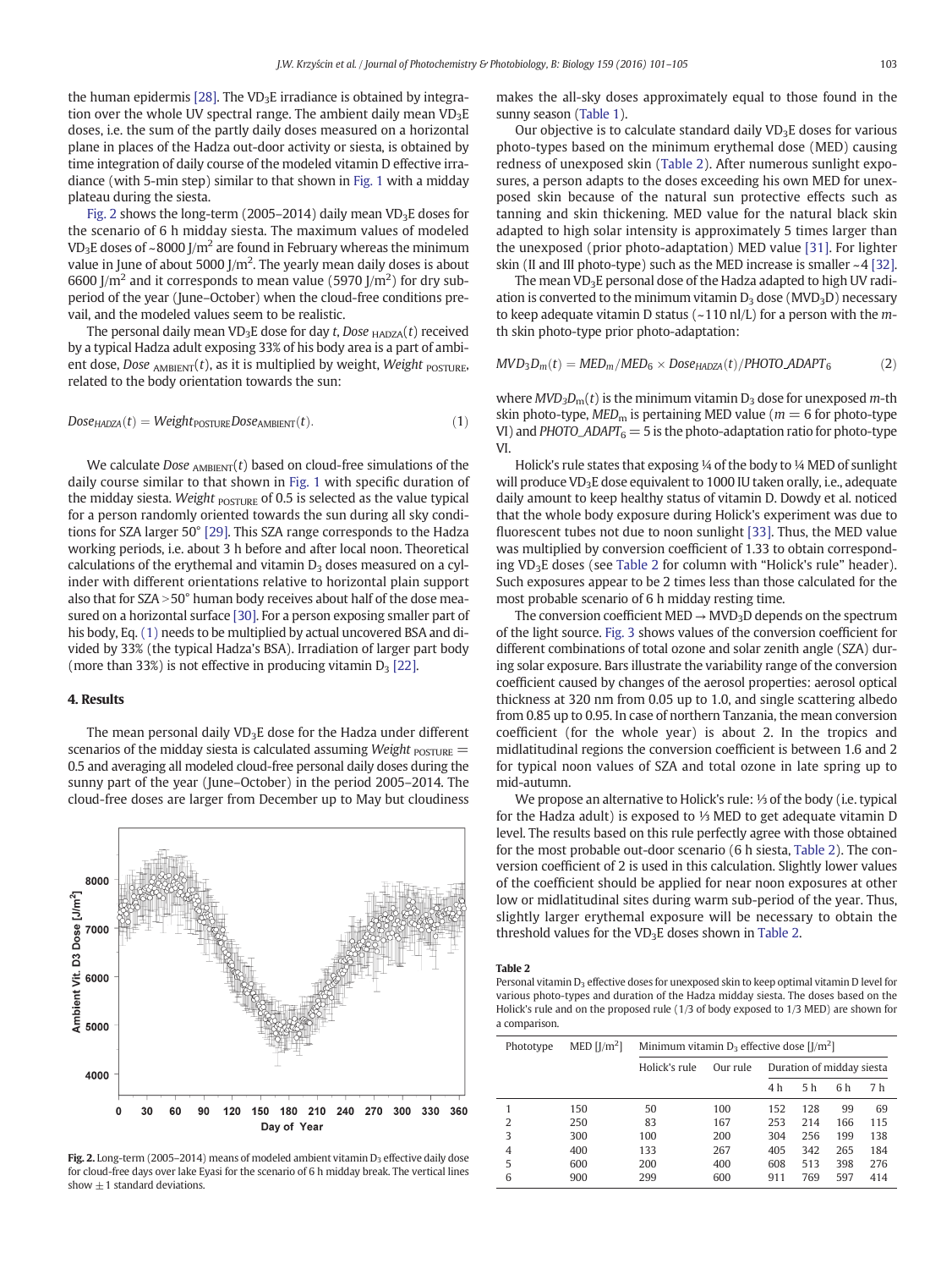the human epidermis [28]. The $VD_3E$ irradiance is obtained by integration over the whole UV spectral range. The ambient daily mean $VD_3E$ doses, i.e. the sum of the partly daily doses measured on a horizontal plane in places of the Hadza out-door activity or siesta, is obtained by time integration of daily course of the modeled vitamin D effective irradiance (with 5-min step) similar to that shown in Fig. 1 with a midday plateau during the siesta.

Fig. 2 shows the long-term (2005–2014) daily mean $VD_3E$ doses for the scenario of 6 h midday siesta. The maximum values of modeled $VD_3E$ doses of ~8000 J/m$^2$ are found in February whereas the minimum value in June of about 5000 J/m$^2$. The yearly mean daily doses is about 6600 J/m$^2$ and it corresponds to mean value (5970 J/m$^2$) for dry sub-period of the year (June–October) when the cloud-free conditions prevail, and the modeled values seem to be realistic.

The personal daily mean $VD_3E$ dose for day $t$, $Dose_{HADZA}(t)$ received by a typical Hadza adult exposing 33% of his body area is a part of ambient dose, $Dose_{AMBIENT}(t)$, as it is multiplied by weight, $Weight_{POSTURE}$, related to the body orientation towards the sun:

$$Dose_{HADZA}(t) = Weight_{POSTURE} Dose_{AMBIENT}(t). \tag{1}$$

We calculate $Dose_{AMBIENT}(t)$ based on cloud-free simulations of the daily course similar to that shown in Fig. 1 with specific duration of the midday siesta. $Weight_{POSTURE}$ of 0.5 is selected as the value typical for a person randomly oriented towards the sun during all sky conditions for SZA larger 50° [29]. This SZA range corresponds to the Hadza working periods, i.e. about 3 h before and after local noon. Theoretical calculations of the erythemal and vitamin $D_3$ doses measured on a cylinder with different orientations relative to horizontal plain support also that for SZA > 50° human body receives about half of the dose measured on a horizontal surface [30]. For a person exposing smaller part of his body, Eq. (1) needs to be multiplied by actual uncovered BSA and divided by 33% (the typical Hadza's BSA). Irradiation of larger part body (more than 33%) is not effective in producing vitamin $D_3$ [22].

## 4. Results

The mean personal daily $VD_3E$ dose for the Hadza under different scenarios of the midday siesta is calculated assuming $Weight_{POSTURE} = 0.5$ and averaging all modeled cloud-free personal daily doses during the sunny part of the year (June–October) in the period 2005–2014. The cloud-free doses are larger from December up to May but cloudiness makes the all-sky doses approximately equal to those found in the sunny season (Table 1).

Fig. 2. Long-term (2005–2014) means of modeled ambient vitamin $D_3$ effective daily dose for cloud-free days over lake Eyasi for the scenario of 6 h midday break. The vertical lines show ±1 standard deviations.

Our objective is to calculate standard daily $VD_3E$ doses for various photo-types based on the minimum erythemal dose (MED) causing redness of unexposed skin (Table 2). After numerous sunlight exposures, a person adapts to the doses exceeding his own MED for unexposed skin because of the natural sun protective effects such as tanning and skin thickening. MED value for the natural black skin adapted to high solar intensity is approximately 5 times larger than the unexposed (prior photo-adaptation) MED value [31]. For lighter skin (II and III photo-type) such as the MED increase is smaller ~4 [32].

The mean $VD_3E$ personal dose of the Hadza adapted to high UV radiation is converted to the minimum vitamin $D_3$ dose ($MVD_3D$) necessary to keep adequate vitamin D status (~110 nl/L) for a person with the $m$-th skin photo-type prior photo-adaptation:

$$MVD_3D_m(t) = MED_m/MED_6 \times Dose_{HADZA}(t)/PHOTO\_ADAPT_6 \tag{2}$$

where $MVD_3D_m(t)$ is the minimum vitamin $D_3$ dose for unexposed $m$-th skin photo-type, $MED_m$ is pertaining MED value ($m = 6$ for photo-type VI) and $PHOTO\_ADAPT_6 = 5$ is the photo-adaptation ratio for photo-type VI.

Holick's rule states that exposing ¼ of the body to ¼ MED of sunlight will produce $VD_3E$ dose equivalent to 1000 IU taken orally, i.e., adequate daily amount to keep healthy status of vitamin D. Dowdy et al. noticed that the whole body exposure during Holick's experiment was due to fluorescent tubes not due to noon sunlight [33]. Thus, the MED value was multiplied by conversion coefficient of 1.33 to obtain corresponding $VD_3E$ doses (see Table 2 for column with "Holick's rule" header). Such exposures appear to be 2 times less than those calculated for the most probable scenario of 6 h midday resting time.

The conversion coefficient MED → $MVD_3D$ depends on the spectrum of the light source. Fig. 3 shows values of the conversion coefficient for different combinations of total ozone and solar zenith angle (SZA) during solar exposure. Bars illustrate the variability range of the conversion coefficient caused by changes of the aerosol properties: aerosol optical thickness at 320 nm from 0.05 up to 1.0, and single scattering albedo from 0.85 up to 0.95. In case of northern Tanzania, the mean conversion coefficient (for the whole year) is about 2. In the tropics and midlatitudinal regions the conversion coefficient is between 1.6 and 2 for typical noon values of SZA and total ozone in late spring up to mid-autumn.

We propose an alternative to Holick's rule: ⅓ of the body (i.e. typical for the Hadza adult) is exposed to ⅓ MED to get adequate vitamin D level. The results based on this rule perfectly agree with those obtained for the most probable out-door scenario (6 h siesta, Table 2). The conversion coefficient of 2 is used in this calculation. Slightly lower values of the coefficient should be applied for near noon exposures at other low or midlatitudinal sites during warm sub-period of the year. Thus, slightly larger erythemal exposure will be necessary to obtain the threshold values for the $VD_3E$ doses shown in Table 2.

**Table 2**
Personal vitamin $D_3$ effective doses for unexposed skin to keep optimal vitamin D level for various photo-types and duration of the Hadza midday siesta. The doses based on the Holick's rule and on the proposed rule (1/3 of body exposed to 1/3 MED) are shown for a comparison.

| Phototype | MED [J/m$^2$] | Minimum vitamin $D_3$ effective dose [J/m$^2$] | | | | | |
|---|---|---|---|---|---|---|---|
| | | Holick's rule | Our rule | Duration of midday siesta | | | |
| | | | | 4 h | 5 h | 6 h | 7 h |
| 1 | 150 | 50 | 100 | 152 | 128 | 99 | 69 |
| 2 | 250 | 83 | 167 | 253 | 214 | 166 | 115 |
| 3 | 300 | 100 | 200 | 304 | 256 | 199 | 138 |
| 4 | 400 | 133 | 267 | 405 | 342 | 265 | 184 |
| 5 | 600 | 200 | 400 | 608 | 513 | 398 | 276 |
| 6 | 900 | 299 | 600 | 911 | 769 | 597 | 414 |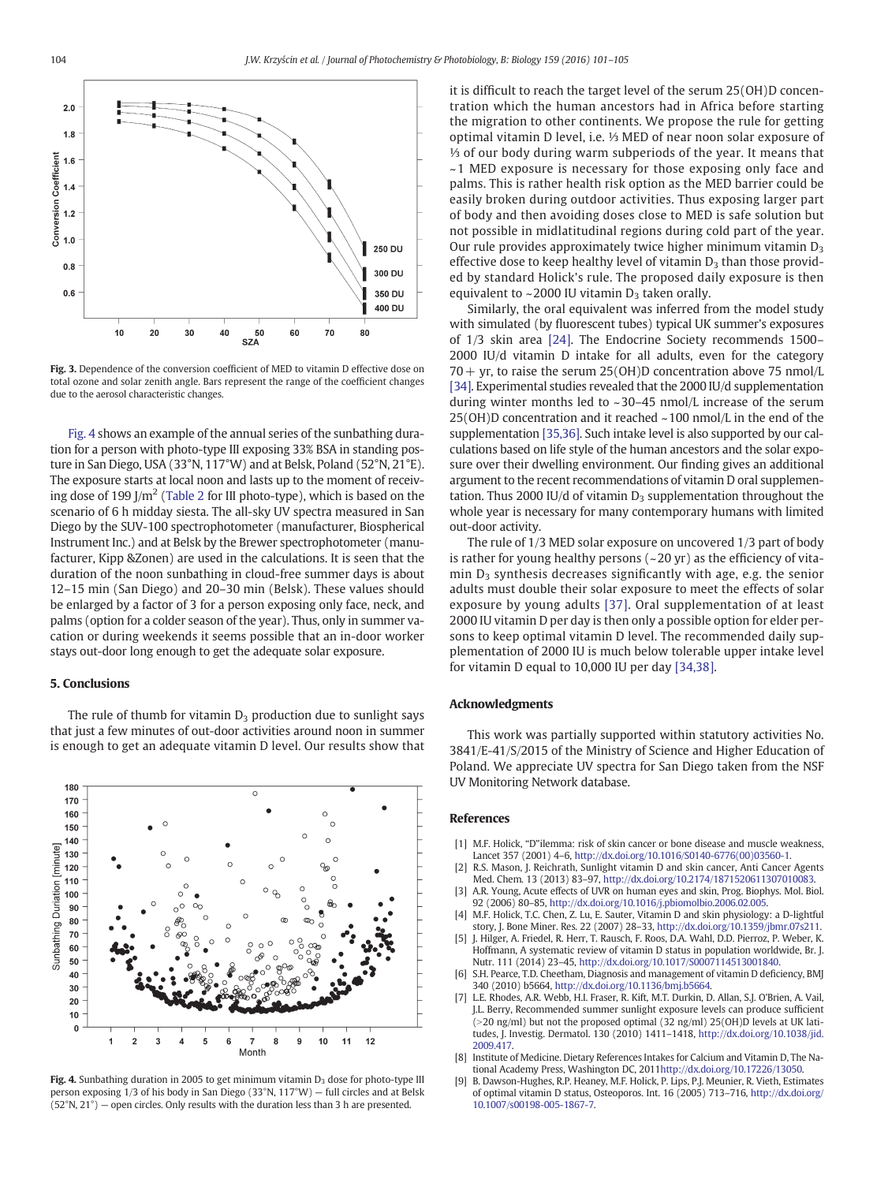Fig. 3. Dependence of the conversion coefficient of MED to vitamin D effective dose on total ozone and solar zenith angle. Bars represent the range of the coefficient changes due to the aerosol characteristic changes.

Fig. 4 shows an example of the annual series of the sunbathing duration for a person with photo-type III exposing 33% BSA in standing posture in San Diego, USA (33°N, 117°W) and at Belsk, Poland (52°N, 21°E). The exposure starts at local noon and lasts up to the moment of receiving dose of 199 J/m$^2$ (Table 2 for III photo-type), which is based on the scenario of 6 h midday siesta. The all-sky UV spectra measured in San Diego by the SUV-100 spectrophotometer (manufacturer, Biospherical Instrument Inc.) and at Belsk by the Brewer spectrophotometer (manufacturer, Kipp &Zonen) are used in the calculations. It is seen that the duration of the noon sunbathing in cloud-free summer days is about 12–15 min (San Diego) and 20–30 min (Belsk). These values should be enlarged by a factor of 3 for a person exposing only face, neck, and palms (option for a colder season of the year). Thus, only in summer vacation or during weekends it seems possible that an in-door worker stays out-door long enough to get the adequate solar exposure.

## 5. Conclusions

The rule of thumb for vitamin $D_3$ production due to sunlight says that just a few minutes of out-door activities around noon in summer is enough to get an adequate vitamin D level. Our results show that it is difficult to reach the target level of the serum 25(OH)D concentration which the human ancestors had in Africa before starting the migration to other continents. We propose the rule for getting optimal vitamin D level, i.e. ⅓ MED of near noon solar exposure of ⅓ of our body during warm subperiods of the year. It means that ~1 MED exposure is necessary for those exposing only face and palms. This is rather health risk option as the MED barrier could be easily broken during outdoor activities. Thus exposing larger part of body and then avoiding doses close to MED is safe solution but not possible in midlatitudinal regions during cold part of the year. Our rule provides approximately twice higher minimum vitamin $D_3$ effective dose to keep healthy level of vitamin $D_3$ than those provided by standard Holick's rule. The proposed daily exposure is then equivalent to ~2000 IU vitamin $D_3$ taken orally.

Similarly, the oral equivalent was inferred from the model study with simulated (by fluorescent tubes) typical UK summer's exposures of 1/3 skin area [24]. The Endocrine Society recommends 1500–2000 IU/d vitamin D intake for all adults, even for the category 70+ yr, to raise the serum 25(OH)D concentration above 75 nmol/L [34]. Experimental studies revealed that the 2000 IU/d supplementation during winter months led to ~30–45 nmol/L increase of the serum 25(OH)D concentration and it reached ~100 nmol/L in the end of the supplementation [35,36]. Such intake level is also supported by our calculations based on life style of the human ancestors and the solar exposure over their dwelling environment. Our finding gives an additional argument to the recent recommendations of vitamin D oral supplementation. Thus 2000 IU/d of vitamin $D_3$ supplementation throughout the whole year is necessary for many contemporary humans with limited out-door activity.

The rule of 1/3 MED solar exposure on uncovered 1/3 part of body is rather for young healthy persons (~20 yr) as the efficiency of vitamin $D_3$ synthesis decreases significantly with age, e.g. the senior adults must double their solar exposure to meet the effects of solar exposure by young adults [37]. Oral supplementation of at least 2000 IU vitamin D per day is then only a possible option for elder persons to keep optimal vitamin D level. The recommended daily supplementation of 2000 IU is much below tolerable upper intake level for vitamin D equal to 10,000 IU per day [34,38].

Fig. 4. Sunbathing duration in 2005 to get minimum vitamin $D_3$ dose for photo-type III person exposing 1/3 of his body in San Diego (33°N, 117°W) — full circles and at Belsk (52°N, 21°) — open circles. Only results with the duration less than 3 h are presented.

## Acknowledgments

This work was partially supported within statutory activities No. 3841/E-41/S/2015 of the Ministry of Science and Higher Education of Poland. We appreciate UV spectra for San Diego taken from the NSF UV Monitoring Network database.

## References

[1] M.F. Holick, "D"ilemma: risk of skin cancer or bone disease and muscle weakness, Lancet 357 (2001) 4–6, http://dx.doi.org/10.1016/S0140-6776(00)03560-1.

[2] R.S. Mason, J. Reichrath, Sunlight vitamin D and skin cancer, Anti Cancer Agents Med. Chem. 13 (2013) 83–97, http://dx.doi.org/10.2174/1871520611307010083.

[3] A.R. Young, Acute effects of UVR on human eyes and skin, Prog. Biophys. Mol. Biol. 92 (2006) 80–85, http://dx.doi.org/10.1016/j.pbiomolbio.2006.02.005.

[4] M.F. Holick, T.C. Chen, Z. Lu, E. Sauter, Vitamin D and skin physiology: a D-lightful story, J. Bone Miner. Res. 22 (2007) 28–33, http://dx.doi.org/10.1359/jbmr.07s211.

[5] J. Hilger, A. Friedel, R. Herr, T. Rausch, F. Roos, D.A. Wahl, D.D. Pierroz, P. Weber, K. Hoffmann, A systematic review of vitamin D status in population worldwide, Br. J. Nutr. 111 (2014) 23–45, http://dx.doi.org/10.1017/S0007114513001840.

[6] S.H. Pearce, T.D. Cheetham, Diagnosis and management of vitamin D deficiency, BMJ 340 (2010) b5664, http://dx.doi.org/10.1136/bmj.b5664.

[7] L.E. Rhodes, A.R. Webb, H.I. Fraser, R. Kift, M.T. Durkin, D. Allan, S.J. O'Brien, A. Vail, J.L. Berry, Recommended summer sunlight exposure levels can produce sufficient (>20 ng/ml) but not the proposed optimal (32 ng/ml) 25(OH)D levels at UK latitudes, J. Investig. Dermatol. 130 (2010) 1411–1418, http://dx.doi.org/10.1038/jid.2009.417.

[8] Institute of Medicine. Dietary References Intakes for Calcium and Vitamin D, The National Academy Press, Washington DC, 2011http://dx.doi.org/10.17226/13050.

[9] B. Dawson-Hughes, R.P. Heaney, M.F. Holick, P. Lips, P.J. Meunier, R. Vieth, Estimates of optimal vitamin D status, Osteoporos. Int. 16 (2005) 713–716, http://dx.doi.org/10.1007/s00198-005-1867-7.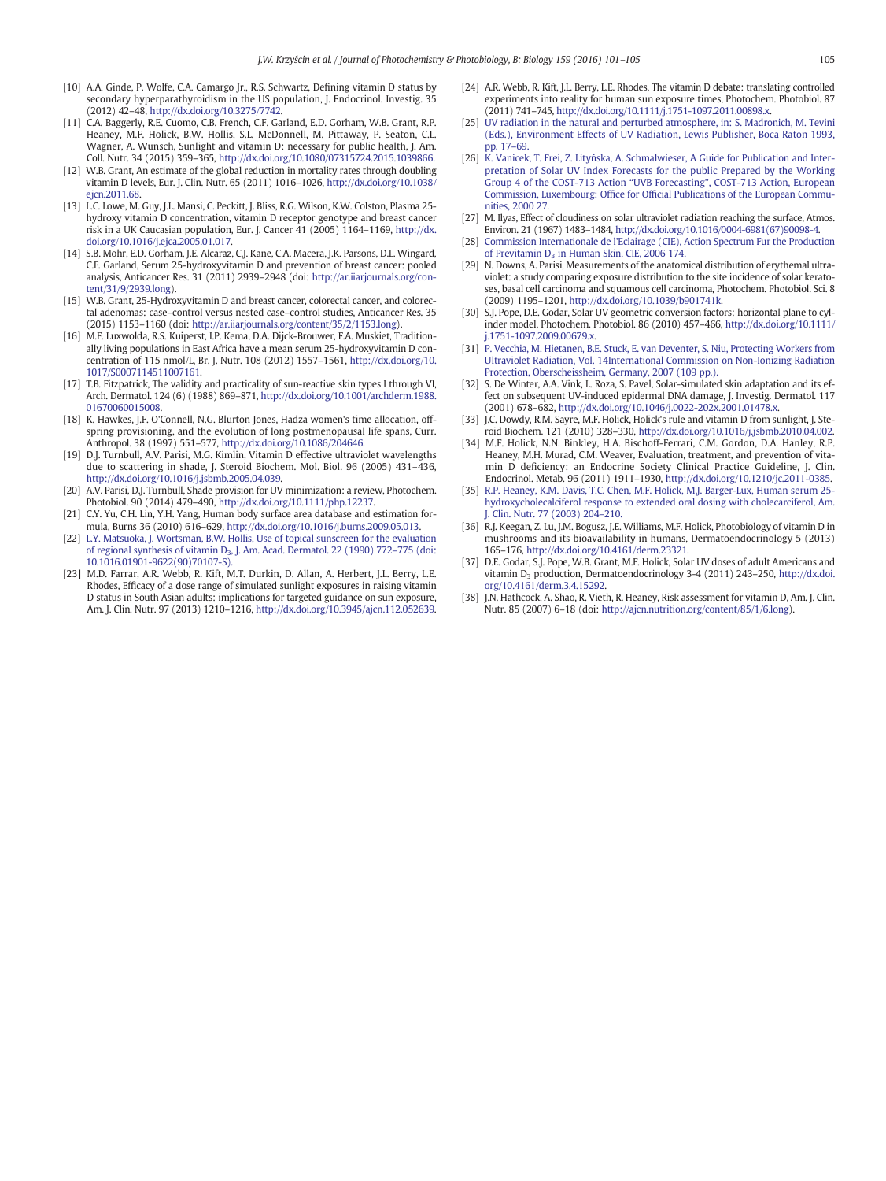[10] A.A. Ginde, P. Wolfe, C.A. Camargo Jr., R.S. Schwartz, Defining vitamin D status by secondary hyperparathyroidism in the US population, J. Endocrinol. Investig. 35 (2012) 42–48, http://dx.doi.org/10.3275/7742.

[11] C.A. Baggerly, R.E. Cuomo, C.B. French, C.F. Garland, E.D. Gorham, W.B. Grant, R.P. Heaney, M.F. Holick, B.W. Hollis, S.L. McDonnell, M. Pittaway, P. Seaton, C.L. Wagner, A. Wunsch, Sunlight and vitamin D: necessary for public health, J. Am. Coll. Nutr. 34 (2015) 359–365, http://dx.doi.org/10.1080/07315724.2015.1039866.

[12] W.B. Grant, An estimate of the global reduction in mortality rates through doubling vitamin D levels, Eur. J. Clin. Nutr. 65 (2011) 1016–1026, http://dx.doi.org/10.1038/ejcn.2011.68.

[13] L.C. Lowe, M. Guy, J.L. Mansi, C. Peckitt, J. Bliss, R.G. Wilson, K.W. Colston, Plasma 25-hydroxy vitamin D concentration, vitamin D receptor genotype and breast cancer risk in a UK Caucasian population, Eur. J. Cancer 41 (2005) 1164–1169, http://dx.doi.org/10.1016/j.ejca.2005.01.017.

[14] S.B. Mohr, E.D. Gorham, J.E. Alcaraz, C.J. Kane, C.A. Macera, J.K. Parsons, D.L. Wingard, C.F. Garland, Serum 25-hydroxyvitamin D and prevention of breast cancer: pooled analysis, Anticancer Res. 31 (2011) 2939–2948 (doi: http://ar.iiarjournals.org/content/31/9/2939.long).

[15] W.B. Grant, 25-Hydroxyvitamin D and breast cancer, colorectal cancer, and colorectal adenomas: case–control versus nested case–control studies, Anticancer Res. 35 (2015) 1153–1160 (doi: http://ar.iiarjournals.org/content/35/2/1153.long).

[16] M.F. Luxwolda, R.S. Kuiperst, I.P. Kema, D.A. Dijck-Brouwer, F.A. Muskiet, Traditionally living populations in East Africa have a mean serum 25-hydroxyvitamin D concentration of 115 nmol/L, Br. J. Nutr. 108 (2012) 1557–1561, http://dx.doi.org/10.1017/S0007114511007161.

[17] T.B. Fitzpatrick, The validity and practicality of sun-reactive skin types I through VI, Arch. Dermatol. 124 (6) (1988) 869–871, http://dx.doi.org/10.1001/archderm.1988.01670060015008.

[18] K. Hawkes, J.F. O'Connell, N.G. Blurton Jones, Hadza women's time allocation, offspring provisioning, and the evolution of long postmenopausal life spans, Curr. Anthropol. 38 (1997) 551–577, http://dx.doi.org/10.1086/204646.

[19] D.J. Turnbull, A.V. Parisi, M.G. Kimlin, Vitamin D effective ultraviolet wavelengths due to scattering in shade, J. Steroid Biochem. Mol. Biol. 96 (2005) 431–436, http://dx.doi.org/10.1016/j.jsbmb.2005.04.039.

[20] A.V. Parisi, D.J. Turnbull, Shade provision for UV minimization: a review, Photochem. Photobiol. 90 (2014) 479–490, http://dx.doi.org/10.1111/php.12237.

[21] C.Y. Yu, C.H. Lin, Y.H. Yang, Human body surface area database and estimation formula, Burns 36 (2010) 616–629, http://dx.doi.org/10.1016/j.burns.2009.05.013.

[22] L.Y. Matsuoka, J. Wortsman, B.W. Hollis, Use of topical sunscreen for the evaluation of regional synthesis of vitamin $D_3$, J. Am. Acad. Dermatol. 22 (1990) 772–775 (doi: 10.1016.01901-9622(90)70107-S).

[23] M.D. Farrar, A.R. Webb, R. Kift, M.T. Durkin, D. Allan, A. Herbert, J.L. Berry, L.E. Rhodes, Efficacy of a dose range of simulated sunlight exposures in raising vitamin D status in South Asian adults: implications for targeted guidance on sun exposure, Am. J. Clin. Nutr. 97 (2013) 1210–1216, http://dx.doi.org/10.3945/ajcn.112.052639.

[24] A.R. Webb, R. Kift, J.L. Berry, L.E. Rhodes, The vitamin D debate: translating controlled experiments into reality for human sun exposure times, Photochem. Photobiol. 87 (2011) 741–745, http://dx.doi.org/10.1111/j.1751-1097.2011.00898.x.

[25] UV radiation in the natural and perturbed atmosphere, in: S. Madronich, M. Tevini (Eds.), Environment Effects of UV Radiation, Lewis Publisher, Boca Raton 1993, pp. 17–69.

[26] K. Vanicek, T. Frei, Z. Lityńska, A. Schmalwieser, A Guide for Publication and Interpretation of Solar UV Index Forecasts for the public Prepared by the Working Group 4 of the COST-713 Action "UVB Forecasting", COST-713 Action, European Commission, Luxembourg: Office for Official Publications of the European Communities, 2000 27.

[27] M. Ilyas, Effect of cloudiness on solar ultraviolet radiation reaching the surface, Atmos. Environ. 21 (1967) 1483–1484, http://dx.doi.org/10.1016/0004-6981(67)90098-4.

[28] Commission Internationale de l'Eclairage (CIE), Action Spectrum Fur the Production of Previtamin $D_3$ in Human Skin, CIE, 2006 174.

[29] N. Downs, A. Parisi, Measurements of the anatomical distribution of erythemal ultraviolet: a study comparing exposure distribution to the site incidence of solar keratoses, basal cell carcinoma and squamous cell carcinoma, Photochem. Photobiol. Sci. 8 (2009) 1195–1201, http://dx.doi.org/10.1039/b901741k.

[30] S.J. Pope, D.E. Godar, Solar UV geometric conversion factors: horizontal plane to cylinder model, Photochem. Photobiol. 86 (2010) 457–466, http://dx.doi.org/10.1111/j.1751-1097.2009.00679.x.

[31] P. Vecchia, M. Hietanen, B.E. Stuck, E. van Deventer, S. Niu, Protecting Workers from Ultraviolet Radiation, Vol. 14International Commission on Non-Ionizing Radiation Protection, Oberscheissheim, Germany, 2007 (109 pp.).

[32] S. De Winter, A.A. Vink, L. Roza, S. Pavel, Solar-simulated skin adaptation and its effect on subsequent UV-induced epidermal DNA damage, J. Investig. Dermatol. 117 (2001) 678–682, http://dx.doi.org/10.1046/j.0022-202x.2001.01478.x.

[33] J.C. Dowdy, R.M. Sayre, M.F. Holick, Holick's rule and vitamin D from sunlight, J. Steroid Biochem. 121 (2010) 328–330, http://dx.doi.org/10.1016/j.jsbmb.2010.04.002.

[34] M.F. Holick, N.N. Binkley, H.A. Bischoff-Ferrari, C.M. Gordon, D.A. Hanley, R.P. Heaney, M.H. Murad, C.M. Weaver, Evaluation, treatment, and prevention of vitamin D deficiency: an Endocrine Society Clinical Practice Guideline, J. Clin. Endocrinol. Metab. 96 (2011) 1911–1930, http://dx.doi.org/10.1210/jc.2011-0385.

[35] R.P. Heaney, K.M. Davis, T.C. Chen, M.F. Holick, M.J. Barger-Lux, Human serum 25-hydroxycholecalciferol response to extended oral dosing with cholecarciferol, Am. J. Clin. Nutr. 77 (2003) 204–210.

[36] R.J. Keegan, Z. Lu, J.M. Bogusz, J.E. Williams, M.F. Holick, Photobiology of vitamin D in mushrooms and its bioavailability in humans, Dermatoendocrinology 5 (2013) 165–176, http://dx.doi.org/10.4161/derm.23321.

[37] D.E. Godar, S.J. Pope, W.B. Grant, M.F. Holick, Solar UV doses of adult Americans and vitamin $D_3$ production, Dermatoendocrinology 3-4 (2011) 243–250, http://dx.doi.org/10.4161/derm.3.4.15292.

[38] J.N. Hathcock, A. Shao, R. Vieth, R. Heaney, Risk assessment for vitamin D, Am. J. Clin. Nutr. 85 (2007) 6–18 (doi: http://ajcn.nutrition.org/content/85/1/6.long).